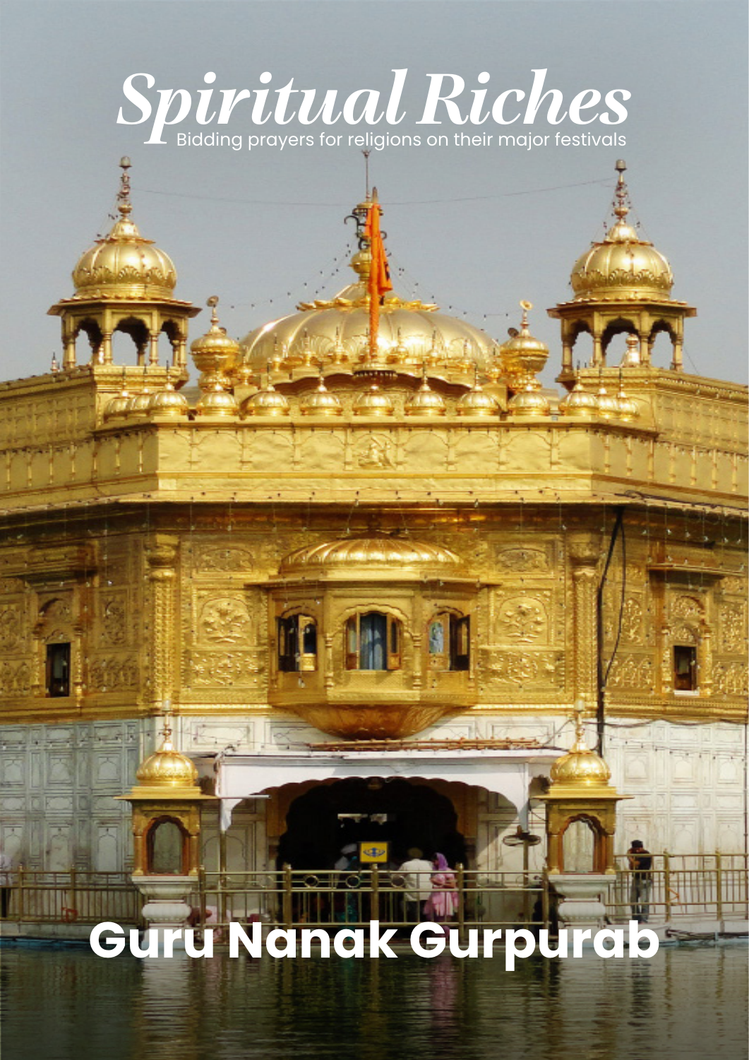# *Spiritual Riches*

Bidding prayers for religions on their major festivals

# Guru Nanak Gurpurab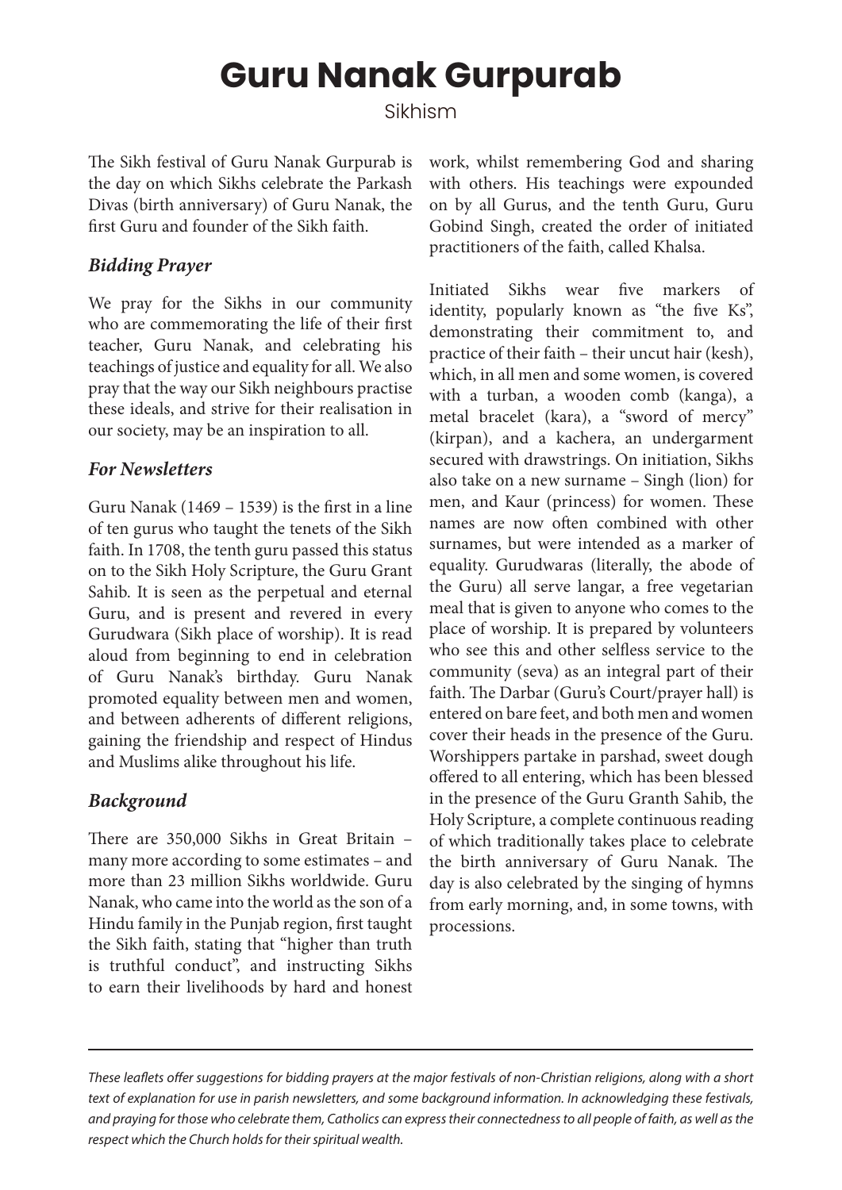# Guru Nanak Gurpurab

Sikhism

The Sikh festival of Guru Nanak Gurpurab is the day on which Sikhs celebrate the Parkash Divas (birth anniversary) of Guru Nanak, the first Guru and founder of the Sikh faith.

### *Bidding Prayer*

We pray for the Sikhs in our community who are commemorating the life of their first teacher, Guru Nanak, and celebrating his teachings of justice and equality for all. We also pray that the way our Sikh neighbours practise these ideals, and strive for their realisation in our society, may be an inspiration to all.

### *For Newsletters*

Guru Nanak (1469 – 1539) is the first in a line of ten gurus who taught the tenets of the Sikh faith. In 1708, the tenth guru passed this status on to the Sikh Holy Scripture, the Guru Grant Sahib. It is seen as the perpetual and eternal Guru, and is present and revered in every Gurudwara (Sikh place of worship). It is read aloud from beginning to end in celebration of Guru Nanak's birthday. Guru Nanak promoted equality between men and women, and between adherents of different religions, gaining the friendship and respect of Hindus and Muslims alike throughout his life.

### *Background*

There are 350,000 Sikhs in Great Britain – many more according to some estimates – and more than 23 million Sikhs worldwide. Guru Nanak, who came into the world as the son of a Hindu family in the Punjab region, first taught the Sikh faith, stating that "higher than truth is truthful conduct", and instructing Sikhs to earn their livelihoods by hard and honest work, whilst remembering God and sharing with others. His teachings were expounded on by all Gurus, and the tenth Guru, Guru Gobind Singh, created the order of initiated practitioners of the faith, called Khalsa.

Initiated Sikhs wear five markers of identity, popularly known as "the five Ks", demonstrating their commitment to, and practice of their faith – their uncut hair (kesh), which, in all men and some women, is covered with a turban, a wooden comb (kanga), a metal bracelet (kara), a "sword of mercy" (kirpan), and a kachera, an undergarment secured with drawstrings. On initiation, Sikhs also take on a new surname – Singh (lion) for men, and Kaur (princess) for women. These names are now often combined with other surnames, but were intended as a marker of equality. Gurudwaras (literally, the abode of the Guru) all serve langar, a free vegetarian meal that is given to anyone who comes to the place of worship. It is prepared by volunteers who see this and other selfless service to the community (seva) as an integral part of their faith. The Darbar (Guru's Court/prayer hall) is entered on bare feet, and both men and women cover their heads in the presence of the Guru. Worshippers partake in parshad, sweet dough offered to all entering, which has been blessed in the presence of the Guru Granth Sahib, the Holy Scripture, a complete continuous reading of which traditionally takes place to celebrate the birth anniversary of Guru Nanak. The day is also celebrated by the singing of hymns from early morning, and, in some towns, with processions.

---

*These leaflets offer suggestions for bidding prayers at the major festivals of non-Christian religions, along with a short text of explanation for use in parish newsletters, and some background information. In acknowledging these festivals, and praying for those who celebrate them, Catholics can express their connectedness to all people of faith, as well as the respect which the Church holds for their spiritual wealth.*